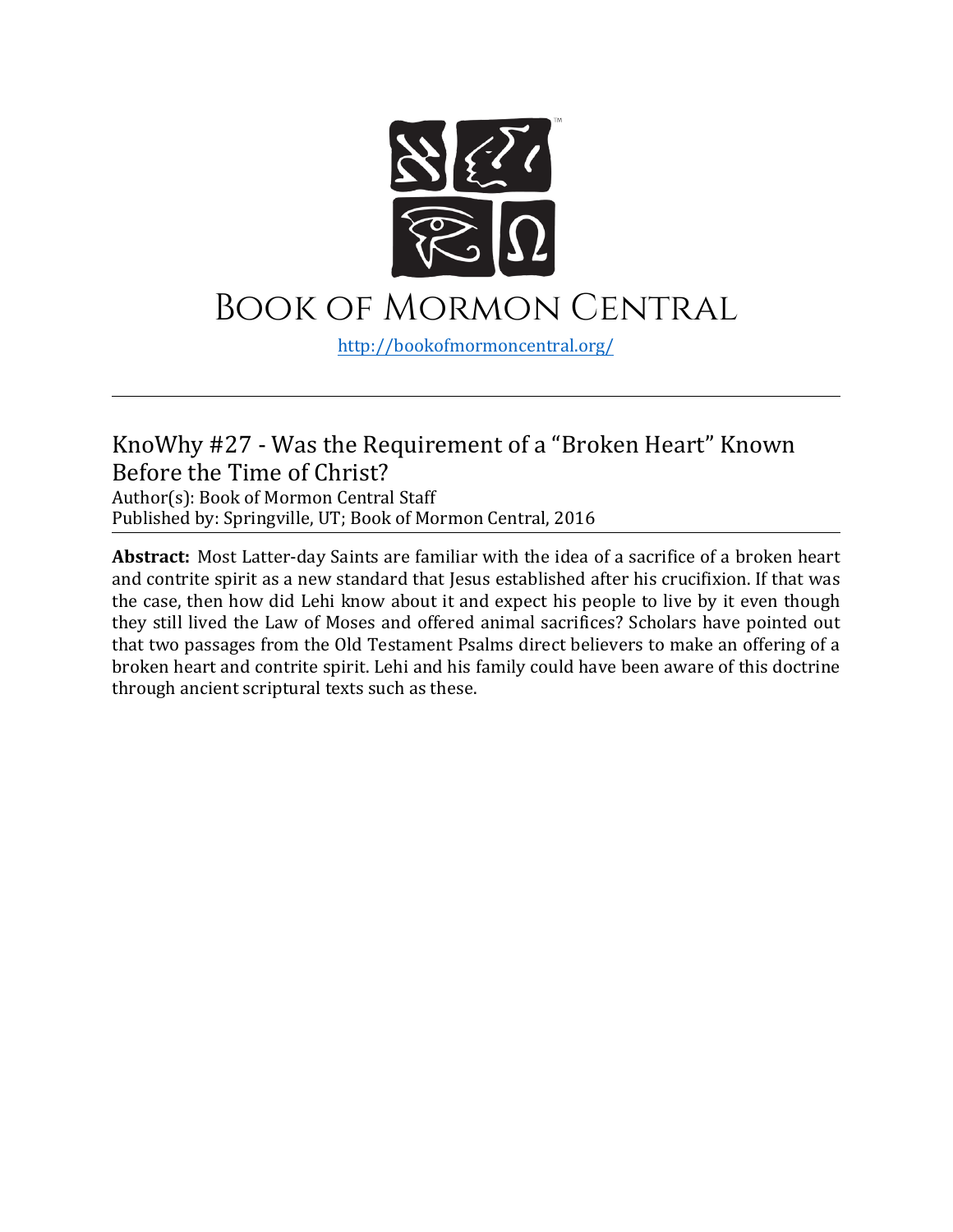# Book of Mormon Central

http://bookofmormoncentral.org/

---

## KnoWhy #27 - Was the Requirement of a "Broken Heart" Known Before the Time of Christ?

Author(s): Book of Mormon Central Staff
Published by: Springville, UT; Book of Mormon Central, 2016

---

**Abstract:** Most Latter-day Saints are familiar with the idea of a sacrifice of a broken heart and contrite spirit as a new standard that Jesus established after his crucifixion. If that was the case, then how did Lehi know about it and expect his people to live by it even though they still lived the Law of Moses and offered animal sacrifices? Scholars have pointed out that two passages from the Old Testament Psalms direct believers to make an offering of a broken heart and contrite spirit. Lehi and his family could have been aware of this doctrine through ancient scriptural texts such as these.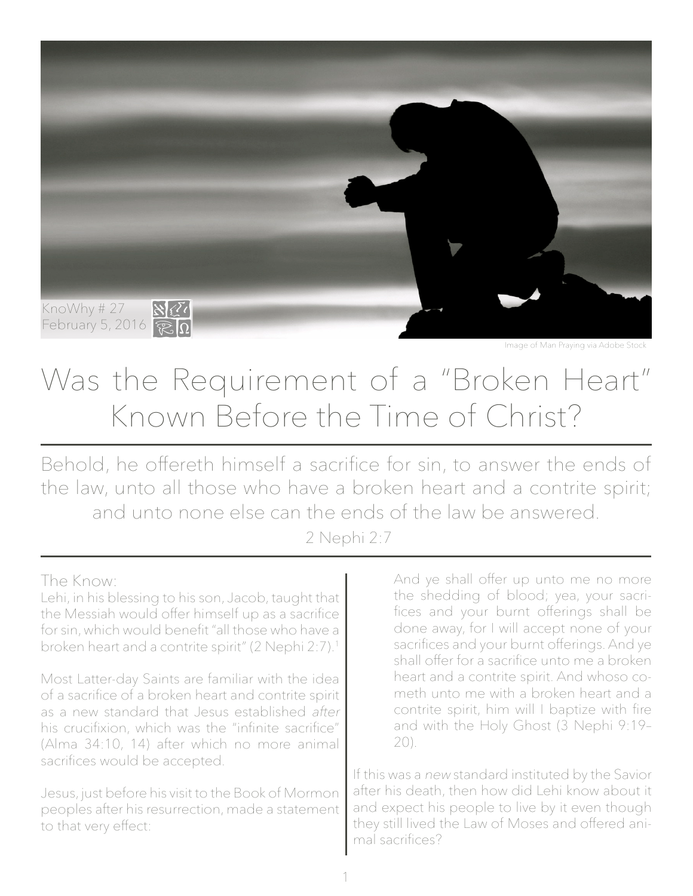KnoWhy # 27
February 5, 2016

Image of Man Praying via Adobe Stock

# Was the Requirement of a "Broken Heart" Known Before the Time of Christ?

Behold, he offereth himself a sacrifice for sin, to answer the ends of the law, unto all those who have a broken heart and a contrite spirit; and unto none else can the ends of the law be answered.

2 Nephi 2:7

## The Know:

Lehi, in his blessing to his son, Jacob, taught that the Messiah would offer himself up as a sacrifice for sin, which would benefit "all those who have a broken heart and a contrite spirit" (2 Nephi 2:7).[1]

Most Latter-day Saints are familiar with the idea of a sacrifice of a broken heart and contrite spirit as a new standard that Jesus established *after* his crucifixion, which was the "infinite sacrifice" (Alma 34:10, 14) after which no more animal sacrifices would be accepted.

Jesus, just before his visit to the Book of Mormon peoples after his resurrection, made a statement to that very effect:

> And ye shall offer up unto me no more the shedding of blood; yea, your sacrifices and your burnt offerings shall be done away, for I will accept none of your sacrifices and your burnt offerings. And ye shall offer for a sacrifice unto me a broken heart and a contrite spirit. And whoso cometh unto me with a broken heart and a contrite spirit, him will I baptize with fire and with the Holy Ghost (3 Nephi 9:19–20).

If this was a *new* standard instituted by the Savior after his death, then how did Lehi know about it and expect his people to live by it even though they still lived the Law of Moses and offered animal sacrifices?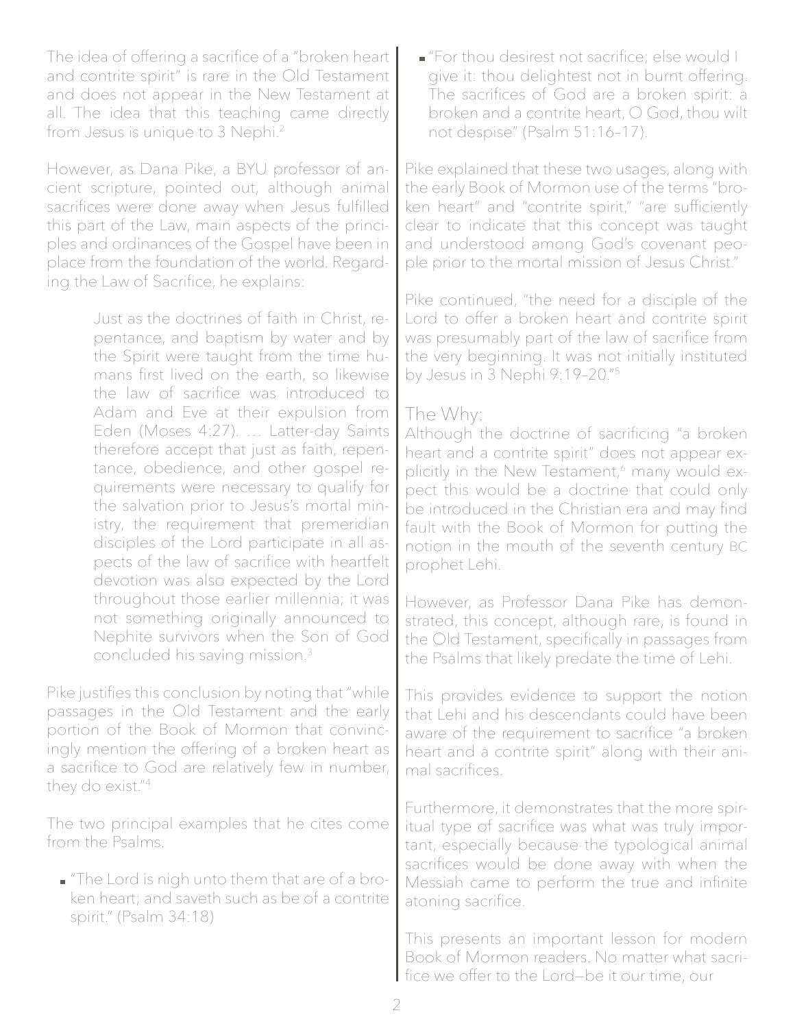The idea of offering a sacrifice of a "broken heart and contrite spirit" is rare in the Old Testament and does not appear in the New Testament at all. The idea that this teaching came directly from Jesus is unique to 3 Nephi.[2]

However, as Dana Pike, a BYU professor of ancient scripture, pointed out, although animal sacrifices were done away when Jesus fulfilled this part of the Law, main aspects of the principles and ordinances of the Gospel have been in place from the foundation of the world. Regarding the Law of Sacrifice, he explains:

> Just as the doctrines of faith in Christ, repentance, and baptism by water and by the Spirit were taught from the time humans first lived on the earth, so likewise the law of sacrifice was introduced to Adam and Eve at their expulsion from Eden (Moses 4:27). … Latter-day Saints therefore accept that just as faith, repentance, obedience, and other gospel requirements were necessary to qualify for the salvation prior to Jesus's mortal ministry, the requirement that premeridian disciples of the Lord participate in all aspects of the law of sacrifice with heartfelt devotion was also expected by the Lord throughout those earlier millennia; it was not something originally announced to Nephite survivors when the Son of God concluded his saving mission.[3]

Pike justifies this conclusion by noting that "while passages in the Old Testament and the early portion of the Book of Mormon that convincingly mention the offering of a broken heart as a sacrifice to God are relatively few in number, they do exist."[4]

The two principal examples that he cites come from the Psalms.

- "The Lord is nigh unto them that are of a broken heart; and saveth such as be of a contrite spirit." (Psalm 34:18)
- "For thou desirest not sacrifice; else would I give it: thou delightest not in burnt offering. The sacrifices of God are a broken spirit: a broken and a contrite heart, O God, thou wilt not despise" (Psalm 51:16–17).

Pike explained that these two usages, along with the early Book of Mormon use of the terms "broken heart" and "contrite spirit," "are sufficiently clear to indicate that this concept was taught and understood among God's covenant people prior to the mortal mission of Jesus Christ."

Pike continued, "the need for a disciple of the Lord to offer a broken heart and contrite spirit was presumably part of the law of sacrifice from the very beginning. It was not initially instituted by Jesus in 3 Nephi 9:19–20."[5]

## The Why:

Although the doctrine of sacrificing "a broken heart and a contrite spirit" does not appear explicitly in the New Testament,[6] many would expect this would be a doctrine that could only be introduced in the Christian era and may find fault with the Book of Mormon for putting the notion in the mouth of the seventh century BC prophet Lehi.

However, as Professor Dana Pike has demonstrated, this concept, although rare, is found in the Old Testament, specifically in passages from the Psalms that likely predate the time of Lehi.

This provides evidence to support the notion that Lehi and his descendants could have been aware of the requirement to sacrifice "a broken heart and a contrite spirit" along with their animal sacrifices.

Furthermore, it demonstrates that the more spiritual type of sacrifice was what was truly important, especially because the typological animal sacrifices would be done away with when the Messiah came to perform the true and infinite atoning sacrifice.

This presents an important lesson for modern Book of Mormon readers. No matter what sacrifice we offer to the Lord—be it our time, our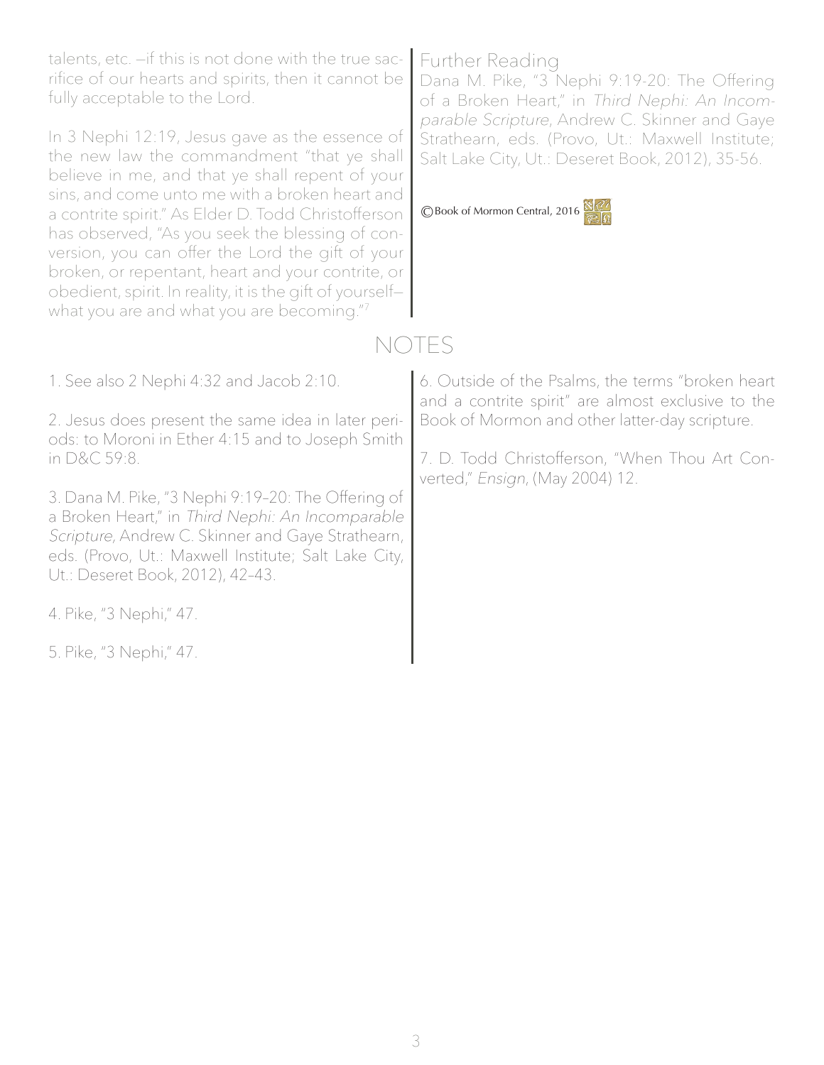talents, etc. —if this is not done with the true sacrifice of our hearts and spirits, then it cannot be fully acceptable to the Lord.

In 3 Nephi 12:19, Jesus gave as the essence of the new law the commandment "that ye shall believe in me, and that ye shall repent of your sins, and come unto me with a broken heart and a contrite spirit." As Elder D. Todd Christofferson has observed, "As you seek the blessing of conversion, you can offer the Lord the gift of your broken, or repentant, heart and your contrite, or obedient, spirit. In reality, it is the gift of yourself—what you are and what you are becoming."[7]

## Further Reading

Dana M. Pike, "3 Nephi 9:19-20: The Offering of a Broken Heart," in *Third Nephi: An Incomparable Scripture*, Andrew C. Skinner and Gaye Strathearn, eds. (Provo, Ut.: Maxwell Institute; Salt Lake City, Ut.: Deseret Book, 2012), 35-56.

©Book of Mormon Central, 2016

# NOTES

1. See also 2 Nephi 4:32 and Jacob 2:10.

2. Jesus does present the same idea in later periods: to Moroni in Ether 4:15 and to Joseph Smith in D&C 59:8.

3. Dana M. Pike, "3 Nephi 9:19–20: The Offering of a Broken Heart," in *Third Nephi: An Incomparable Scripture,* Andrew C. Skinner and Gaye Strathearn, eds. (Provo, Ut.: Maxwell Institute; Salt Lake City, Ut.: Deseret Book, 2012), 42–43.

4. Pike, "3 Nephi," 47.

5. Pike, "3 Nephi," 47.

6. Outside of the Psalms, the terms "broken heart and a contrite spirit" are almost exclusive to the Book of Mormon and other latter-day scripture.

7. D. Todd Christofferson, "When Thou Art Converted," *Ensign*, (May 2004) 12.